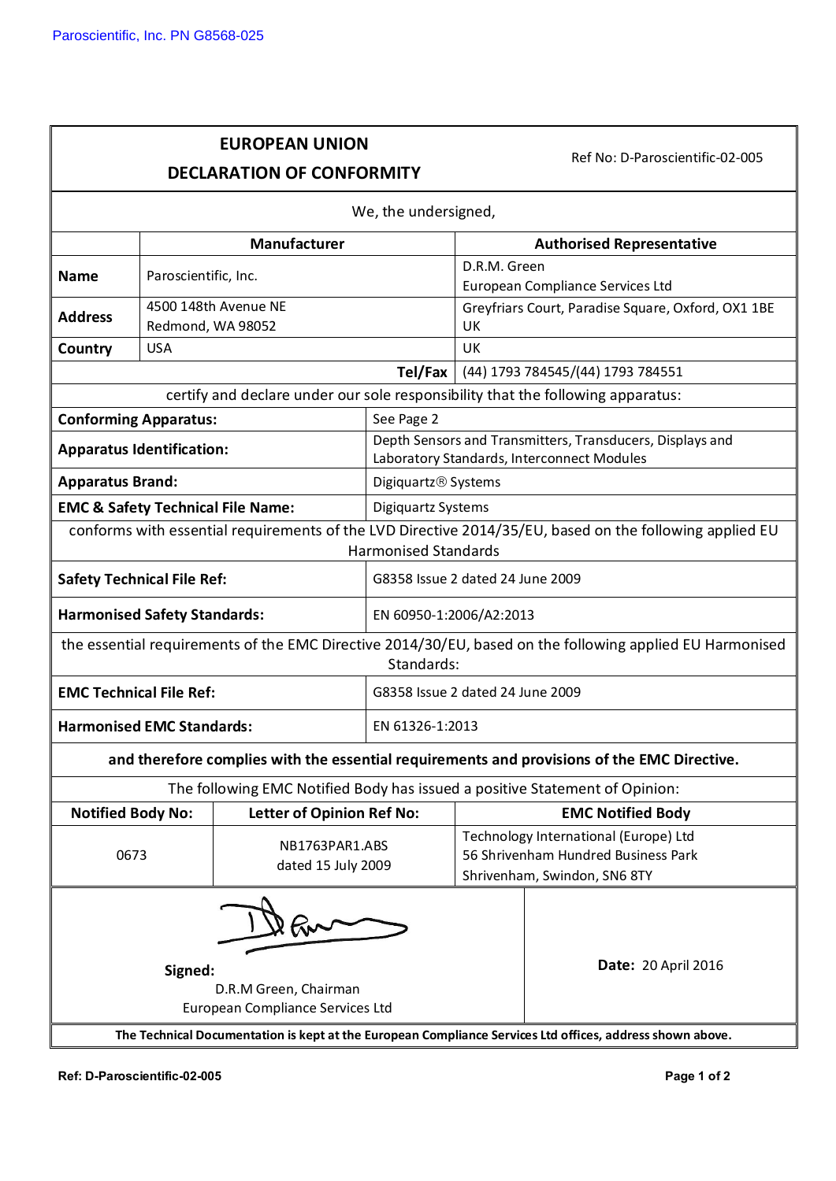Paroscientific, Inc. PN G8568-025

# EUROPEAN UNION DECLARATION OF CONFORMITY

Ref No: D-Paroscientific-02-005

We, the undersigned,

| | Manufacturer | Authorised Representative |
|---|---|---|
| **Name** | Paroscientific, Inc. | D.R.M. Green<br>European Compliance Services Ltd |
| **Address** | 4500 148th Avenue NE<br>Redmond, WA 98052 | Greyfriars Court, Paradise Square, Oxford, OX1 1BE<br>UK |
| **Country** | USA | UK |
| | **Tel/Fax** | (44) 1793 784545/(44) 1793 784551 |

certify and declare under our sole responsibility that the following apparatus:

| | |
|---|---|
| **Conforming Apparatus:** | See Page 2 |
| **Apparatus Identification:** | Depth Sensors and Transmitters, Transducers, Displays and Laboratory Standards, Interconnect Modules |
| **Apparatus Brand:** | Digiquartz® Systems |
| **EMC & Safety Technical File Name:** | Digiquartz Systems |

conforms with essential requirements of the LVD Directive 2014/35/EU, based on the following applied EU Harmonised Standards

| | |
|---|---|
| **Safety Technical File Ref:** | G8358 Issue 2 dated 24 June 2009 |
| **Harmonised Safety Standards:** | EN 60950-1:2006/A2:2013 |

the essential requirements of the EMC Directive 2014/30/EU, based on the following applied EU Harmonised Standards:

| | |
|---|---|
| **EMC Technical File Ref:** | G8358 Issue 2 dated 24 June 2009 |
| **Harmonised EMC Standards:** | EN 61326-1:2013 |

**and therefore complies with the essential requirements and provisions of the EMC Directive.**

The following EMC Notified Body has issued a positive Statement of Opinion:

| Notified Body No: | Letter of Opinion Ref No: | EMC Notified Body |
|---|---|---|
| 0673 | NB1763PAR1.ABS<br>dated 15 July 2009 | Technology International (Europe) Ltd<br>56 Shrivenham Hundred Business Park<br>Shrivenham, Swindon, SN6 8TY |

**Signed:**
D.R.M Green, Chairman
European Compliance Services Ltd

**Date:** 20 April 2016

**The Technical Documentation is kept at the European Compliance Services Ltd offices, address shown above.**

**Ref: D-Paroscientific-02-005**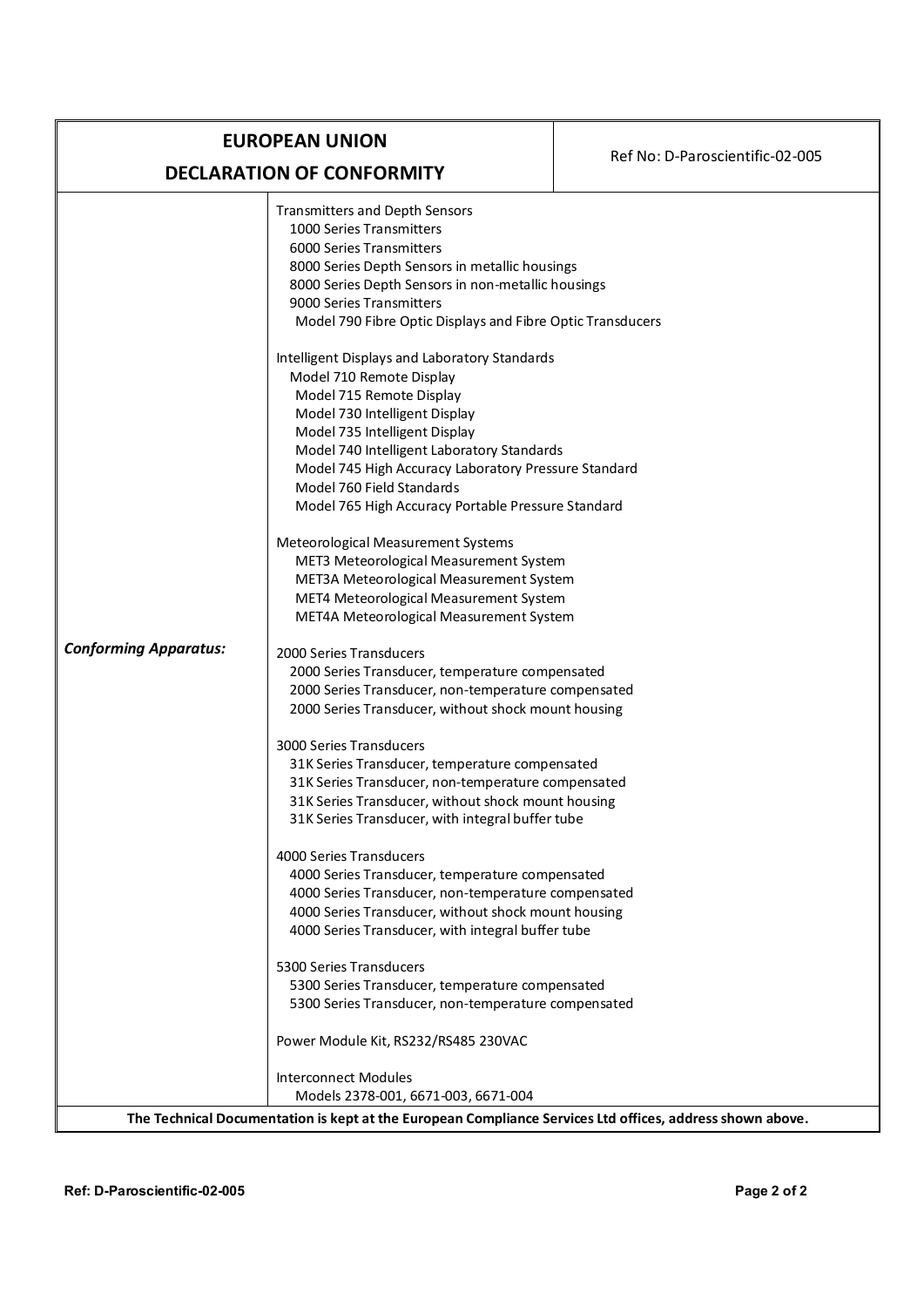| EUROPEAN UNION DECLARATION OF CONFORMITY | Ref No: D-Paroscientific-02-005 |
|---|---|

**Conforming Apparatus:**

Transmitters and Depth Sensors
- 1000 Series Transmitters
- 6000 Series Transmitters
- 8000 Series Depth Sensors in metallic housings
- 8000 Series Depth Sensors in non-metallic housings
- 9000 Series Transmitters
- Model 790 Fibre Optic Displays and Fibre Optic Transducers

Intelligent Displays and Laboratory Standards
- Model 710 Remote Display
- Model 715 Remote Display
- Model 730 Intelligent Display
- Model 735 Intelligent Display
- Model 740 Intelligent Laboratory Standards
- Model 745 High Accuracy Laboratory Pressure Standard
- Model 760 Field Standards
- Model 765 High Accuracy Portable Pressure Standard

Meteorological Measurement Systems
- MET3 Meteorological Measurement System
- MET3A Meteorological Measurement System
- MET4 Meteorological Measurement System
- MET4A Meteorological Measurement System

2000 Series Transducers
- 2000 Series Transducer, temperature compensated
- 2000 Series Transducer, non-temperature compensated
- 2000 Series Transducer, without shock mount housing

3000 Series Transducers
- 31K Series Transducer, temperature compensated
- 31K Series Transducer, non-temperature compensated
- 31K Series Transducer, without shock mount housing
- 31K Series Transducer, with integral buffer tube

4000 Series Transducers
- 4000 Series Transducer, temperature compensated
- 4000 Series Transducer, non-temperature compensated
- 4000 Series Transducer, without shock mount housing
- 4000 Series Transducer, with integral buffer tube

5300 Series Transducers
- 5300 Series Transducer, temperature compensated
- 5300 Series Transducer, non-temperature compensated

Power Module Kit, RS232/RS485 230VAC

Interconnect Modules
- Models 2378-001, 6671-003, 6671-004

**The Technical Documentation is kept at the European Compliance Services Ltd offices, address shown above.**